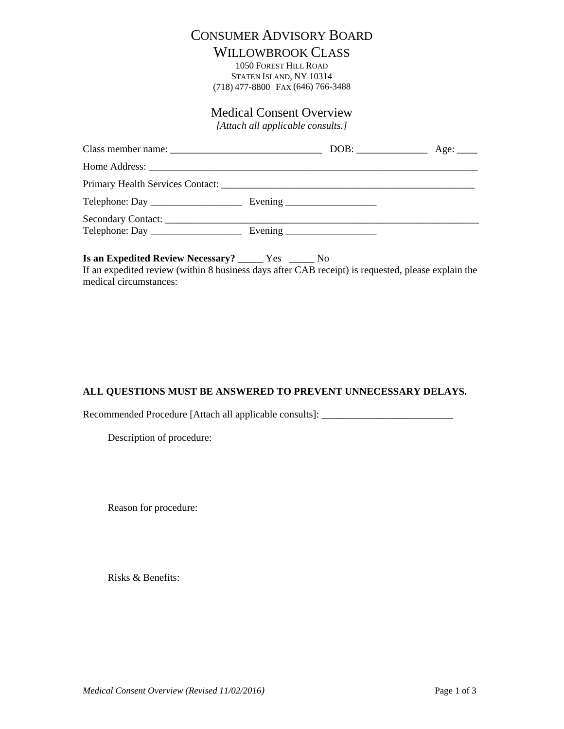# CONSUMER ADVISORY BOARD

## WILLOWBROOK CLASS

1050 FOREST HILL ROAD
STATEN ISLAND, NY 10314
(718) 477-8800 FAX (646) 766-3488

## Medical Consent Overview

*[Attach all applicable consults.]*

Class member name: ______________________________ DOB: ______________ Age: ____

Home Address: ____________________________________________________________________

Primary Health Services Contact: ___________________________________________________

Telephone: Day __________________ Evening __________________

Secondary Contact: ________________________________________________________________
Telephone: Day __________________ Evening __________________

**Is an Expedited Review Necessary?** _____ Yes _____ No
If an expedited review (within 8 business days after CAB receipt) is requested, please explain the medical circumstances:

**ALL QUESTIONS MUST BE ANSWERED TO PREVENT UNNECESSARY DELAYS.**

Recommended Procedure [Attach all applicable consults]: __________________________

Description of procedure:

Reason for procedure:

Risks & Benefits:

*Medical Consent Overview (Revised 11/02/2016)*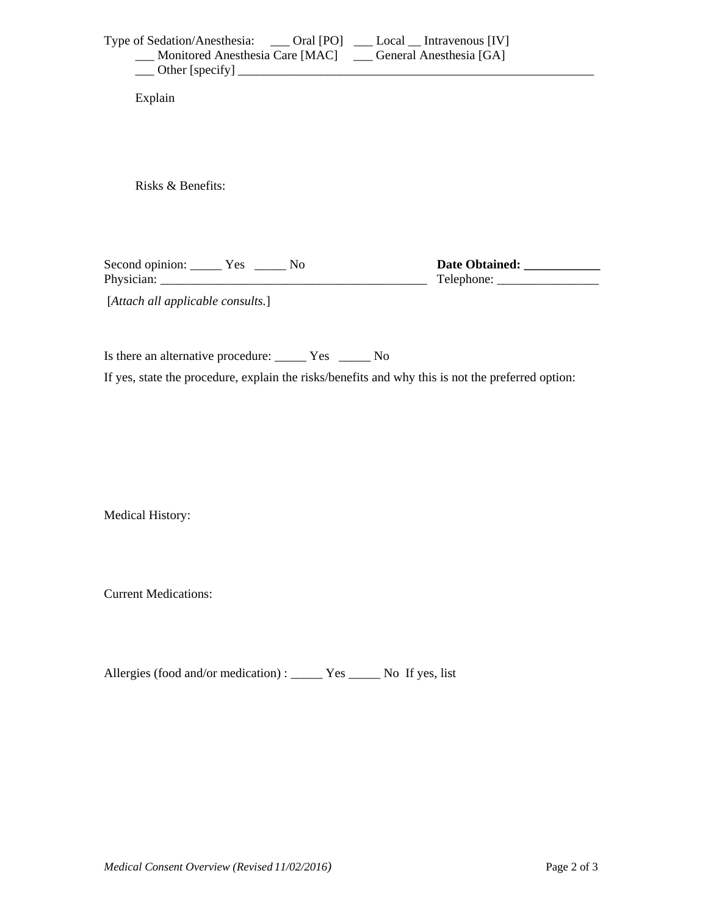Type of Sedation/Anesthesia: ___ Oral [PO] ___ Local __ Intravenous [IV]
___ Monitored Anesthesia Care [MAC] ___ General Anesthesia [GA]
___ Other [specify] ___________________________________________________________

Explain

Risks & Benefits:

Second opinion: _____ Yes _____ No **Date Obtained: ____________**
Physician: ___________________________________________ Telephone: ________________

[*Attach all applicable consults.*]

Is there an alternative procedure: _____ Yes _____ No

If yes, state the procedure, explain the risks/benefits and why this is not the preferred option:

Medical History:

Current Medications:

Allergies (food and/or medication) : _____ Yes _____ No If yes, list

*Medical Consent Overview (Revised 11/02/2016)*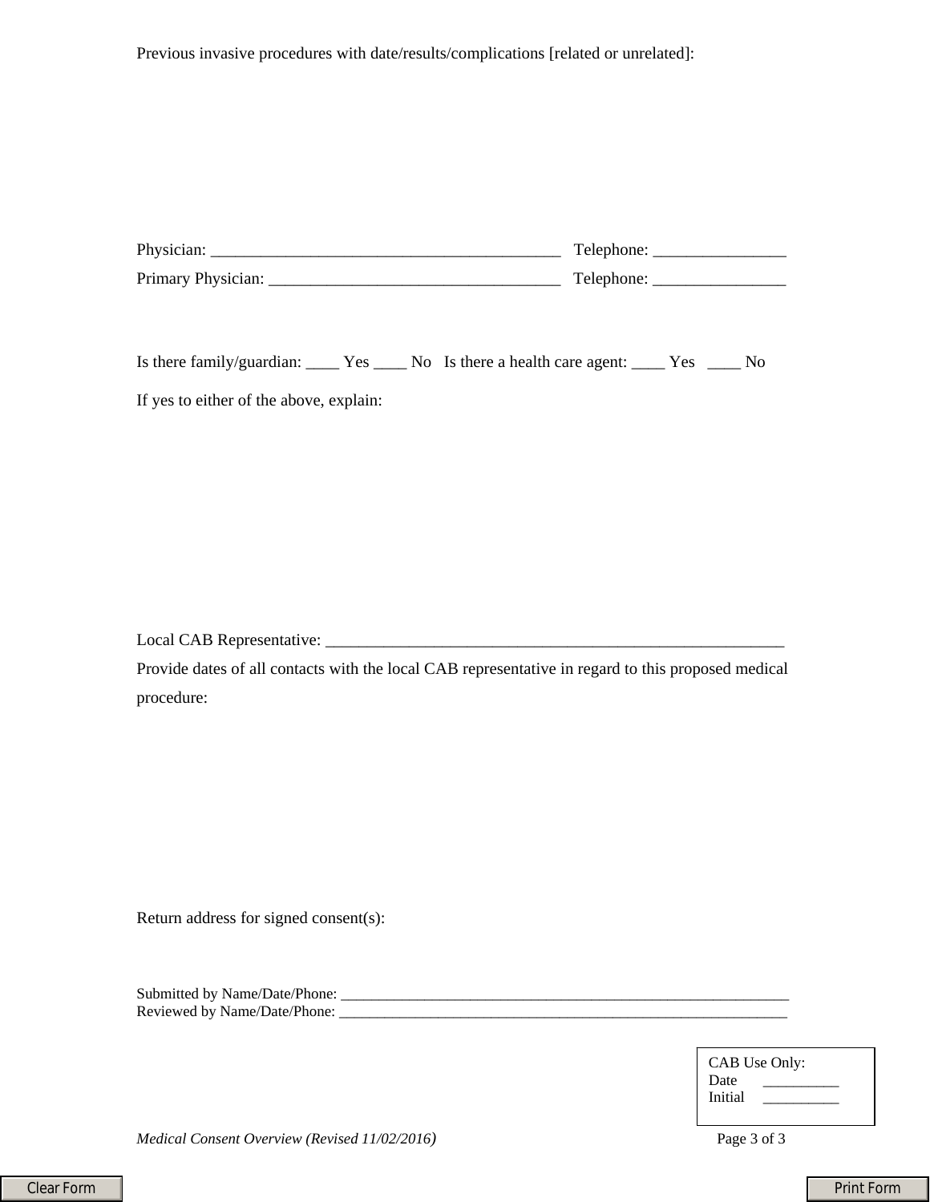Previous invasive procedures with date/results/complications [related or unrelated]:

Physician: ___________________________________________ Telephone: ________________

Primary Physician: ____________________________________ Telephone: ________________

Is there family/guardian: ____ Yes ____ No   Is there a health care agent: ____ Yes ____ No

If yes to either of the above, explain:

Local CAB Representative: _________________________________________________________

Provide dates of all contacts with the local CAB representative in regard to this proposed medical procedure:

Return address for signed consent(s):

Submitted by Name/Date/Phone: _______________________________________________________________

Reviewed by Name/Date/Phone: _______________________________________________________________

CAB Use Only:
Date __________
Initial __________

*Medical Consent Overview (Revised 11/02/2016)*

Clear Form

Print Form